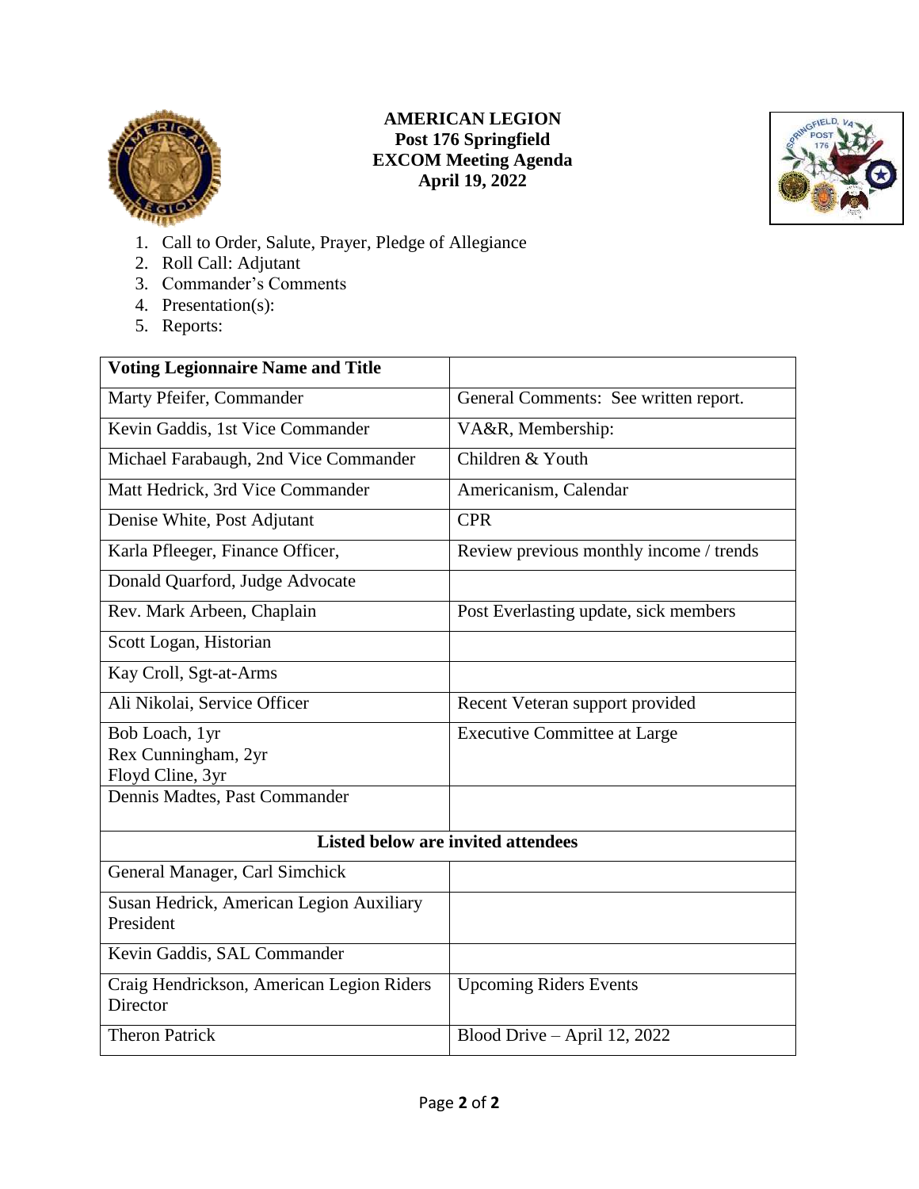**AMERICAN LEGION**
**Post 176 Springfield**
**EXCOM Meeting Agenda**
**April 19, 2022**

1. Call to Order, Salute, Prayer, Pledge of Allegiance
2. Roll Call: Adjutant
3. Commander's Comments
4. Presentation(s):
5. Reports:

| **Voting Legionnaire Name and Title** | |
|---|---|
| Marty Pfeifer, Commander | General Comments: See written report. |
| Kevin Gaddis, 1st Vice Commander | VA&R, Membership: |
| Michael Farabaugh, 2nd Vice Commander | Children & Youth |
| Matt Hedrick, 3rd Vice Commander | Americanism, Calendar |
| Denise White, Post Adjutant | CPR |
| Karla Pfleeger, Finance Officer, | Review previous monthly income / trends |
| Donald Quarford, Judge Advocate | |
| Rev. Mark Arbeen, Chaplain | Post Everlasting update, sick members |
| Scott Logan, Historian | |
| Kay Croll, Sgt-at-Arms | |
| Ali Nikolai, Service Officer | Recent Veteran support provided |
| Bob Loach, 1yr<br>Rex Cunningham, 2yr<br>Floyd Cline, 3yr | Executive Committee at Large |
| Dennis Madtes, Past Commander | |
| **Listed below are invited attendees** | |
| General Manager, Carl Simchick | |
| Susan Hedrick, American Legion Auxiliary President | |
| Kevin Gaddis, SAL Commander | |
| Craig Hendrickson, American Legion Riders Director | Upcoming Riders Events |
| Theron Patrick | Blood Drive – April 12, 2022 |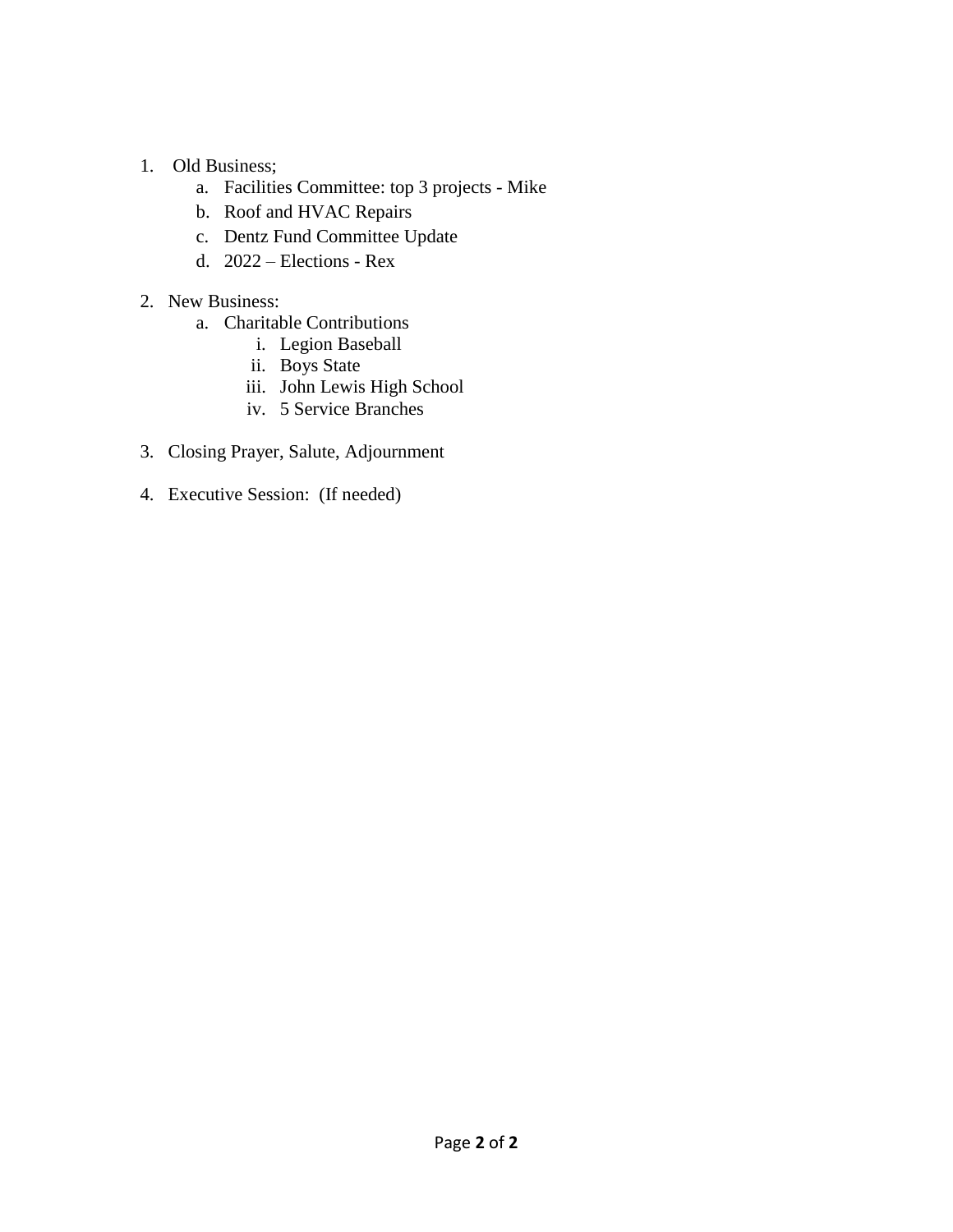1. Old Business;
    a. Facilities Committee: top 3 projects - Mike
    b. Roof and HVAC Repairs
    c. Dentz Fund Committee Update
    d. 2022 – Elections - Rex

2. New Business:
    a. Charitable Contributions
        i. Legion Baseball
        ii. Boys State
        iii. John Lewis High School
        iv. 5 Service Branches

3. Closing Prayer, Salute, Adjournment

4. Executive Session: (If needed)